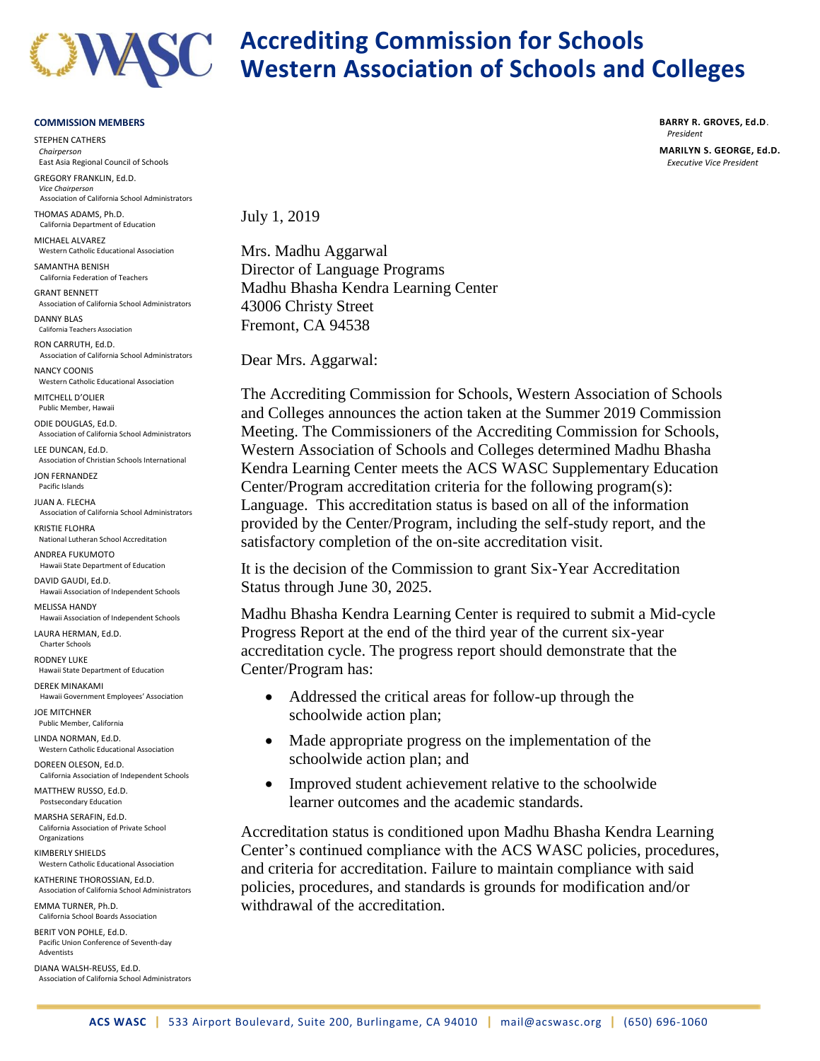# Accrediting Commission for Schools
# Western Association of Schools and Colleges

**COMMISSION MEMBERS**

STEPHEN CATHERS
*Chairperson*
East Asia Regional Council of Schools

GREGORY FRANKLIN, Ed.D.
*Vice Chairperson*
Association of California School Administrators

THOMAS ADAMS, Ph.D.
California Department of Education

MICHAEL ALVAREZ
Western Catholic Educational Association

SAMANTHA BENISH
California Federation of Teachers

GRANT BENNETT
Association of California School Administrators

DANNY BLAS
California Teachers Association

RON CARRUTH, Ed.D.
Association of California School Administrators

NANCY COONIS
Western Catholic Educational Association

MITCHELL D'OLIER
Public Member, Hawaii

ODIE DOUGLAS, Ed.D.
Association of California School Administrators

LEE DUNCAN, Ed.D.
Association of Christian Schools International

JON FERNANDEZ
Pacific Islands

JUAN A. FLECHA
Association of California School Administrators

KRISTIE FLOHRA
National Lutheran School Accreditation

ANDREA FUKUMOTO
Hawaii State Department of Education

DAVID GAUDI, Ed.D.
Hawaii Association of Independent Schools

MELISSA HANDY
Hawaii Association of Independent Schools

LAURA HERMAN, Ed.D.
Charter Schools

RODNEY LUKE
Hawaii State Department of Education

DEREK MINAKAMI
Hawaii Government Employees' Association

JOE MITCHNER
Public Member, California

LINDA NORMAN, Ed.D.
Western Catholic Educational Association

DOREEN OLESON, Ed.D.
California Association of Independent Schools

MATTHEW RUSSO, Ed.D.
Postsecondary Education

MARSHA SERAFIN, Ed.D.
California Association of Private School Organizations

KIMBERLY SHIELDS
Western Catholic Educational Association

KATHERINE THOROSSIAN, Ed.D.
Association of California School Administrators

EMMA TURNER, Ph.D.
California School Boards Association

BERIT VON POHLE, Ed.D.
Pacific Union Conference of Seventh-day Adventists

DIANA WALSH-REUSS, Ed.D.
Association of California School Administrators

**BARRY R. GROVES, Ed.D**.
*President*

**MARILYN S. GEORGE, Ed.D.**
*Executive Vice President*

July 1, 2019

Mrs. Madhu Aggarwal
Director of Language Programs
Madhu Bhasha Kendra Learning Center
43006 Christy Street
Fremont, CA 94538

Dear Mrs. Aggarwal:

The Accrediting Commission for Schools, Western Association of Schools and Colleges announces the action taken at the Summer 2019 Commission Meeting. The Commissioners of the Accrediting Commission for Schools, Western Association of Schools and Colleges determined Madhu Bhasha Kendra Learning Center meets the ACS WASC Supplementary Education Center/Program accreditation criteria for the following program(s): Language. This accreditation status is based on all of the information provided by the Center/Program, including the self-study report, and the satisfactory completion of the on-site accreditation visit.

It is the decision of the Commission to grant Six-Year Accreditation Status through June 30, 2025.

Madhu Bhasha Kendra Learning Center is required to submit a Mid-cycle Progress Report at the end of the third year of the current six-year accreditation cycle. The progress report should demonstrate that the Center/Program has:

- Addressed the critical areas for follow-up through the schoolwide action plan;
- Made appropriate progress on the implementation of the schoolwide action plan; and
- Improved student achievement relative to the schoolwide learner outcomes and the academic standards.

Accreditation status is conditioned upon Madhu Bhasha Kendra Learning Center's continued compliance with the ACS WASC policies, procedures, and criteria for accreditation. Failure to maintain compliance with said policies, procedures, and standards is grounds for modification and/or withdrawal of the accreditation.

**ACS WASC** | 533 Airport Boulevard, Suite 200, Burlingame, CA 94010 | mail@acswasc.org | (650) 696-1060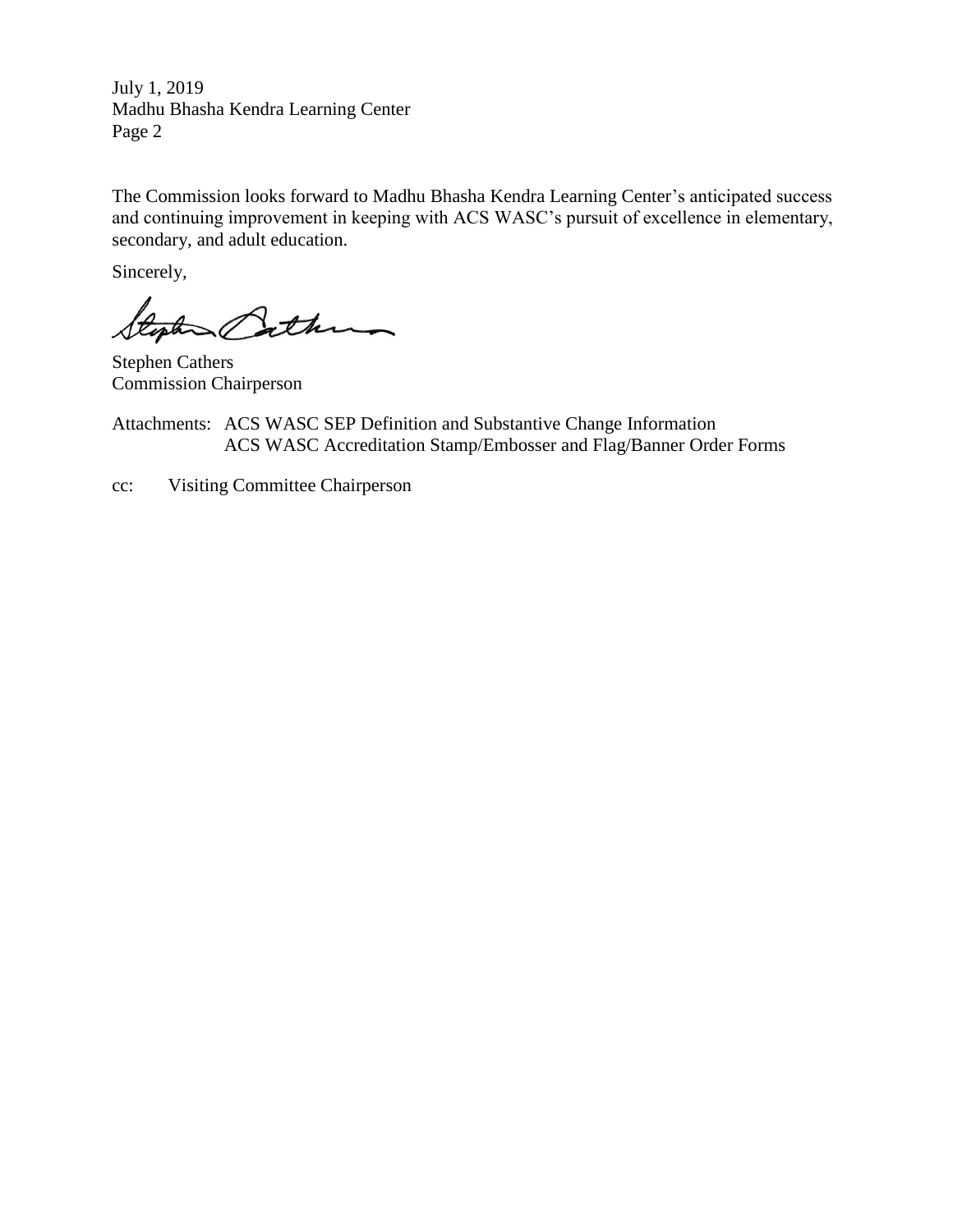The Commission looks forward to Madhu Bhasha Kendra Learning Center's anticipated success and continuing improvement in keeping with ACS WASC's pursuit of excellence in elementary, secondary, and adult education.

Sincerely,

Stephen Cathers
Commission Chairperson

Attachments: ACS WASC SEP Definition and Substantive Change Information
ACS WASC Accreditation Stamp/Embosser and Flag/Banner Order Forms

cc: Visiting Committee Chairperson